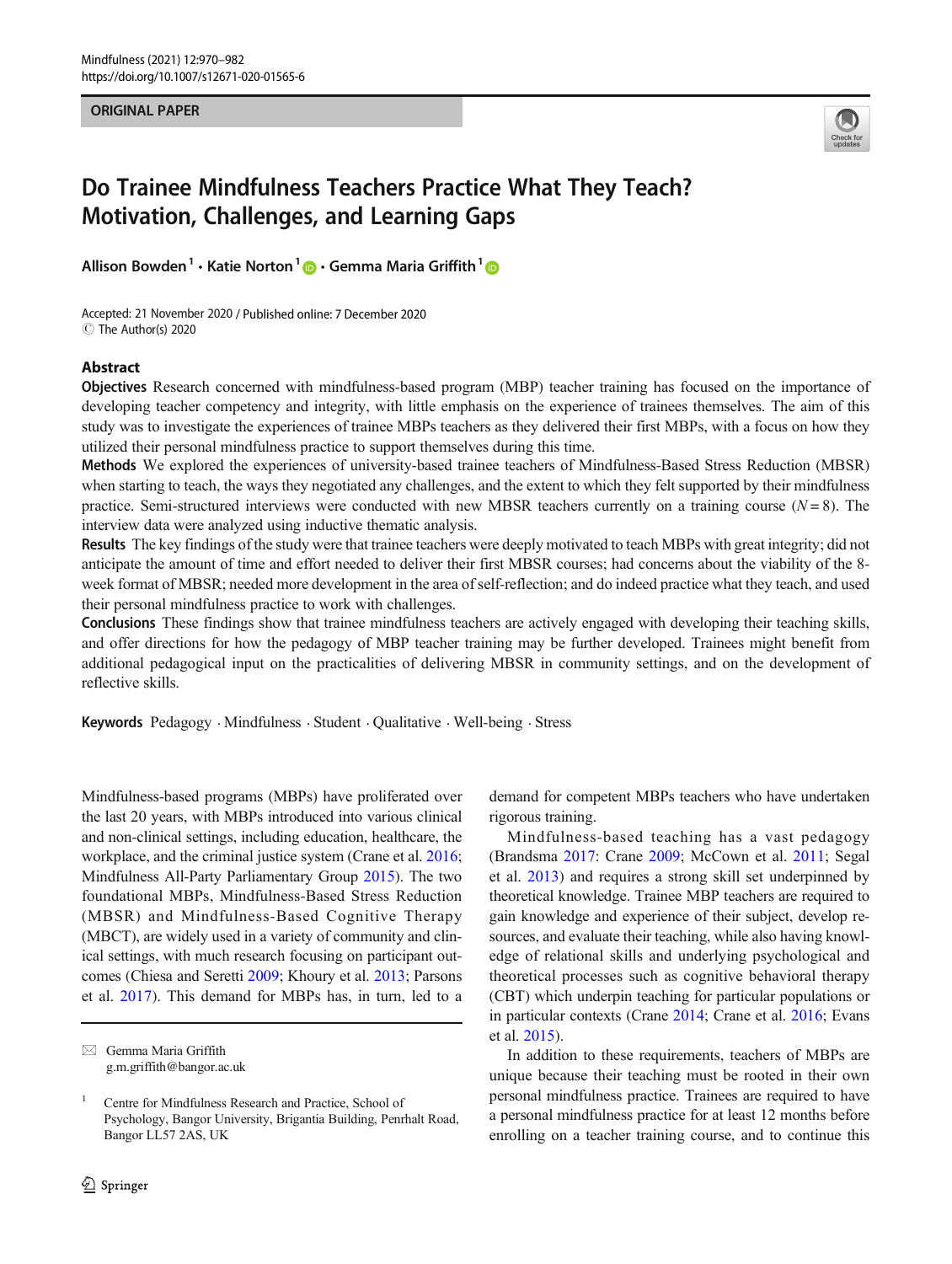ORIGINAL PAPER

# Do Trainee Mindfulness Teachers Practice What They Teach? Motivation, Challenges, and Learning Gaps

Allison Bowden[1] · Katie Norton[1] · Gemma Maria Griffith[1]

Accepted: 21 November 2020 / Published online: 7 December 2020
© The Author(s) 2020

## Abstract

**Objectives** Research concerned with mindfulness-based program (MBP) teacher training has focused on the importance of developing teacher competency and integrity, with little emphasis on the experience of trainees themselves. The aim of this study was to investigate the experiences of trainee MBPs teachers as they delivered their first MBPs, with a focus on how they utilized their personal mindfulness practice to support themselves during this time.

**Methods** We explored the experiences of university-based trainee teachers of Mindfulness-Based Stress Reduction (MBSR) when starting to teach, the ways they negotiated any challenges, and the extent to which they felt supported by their mindfulness practice. Semi-structured interviews were conducted with new MBSR teachers currently on a training course ($N = 8$). The interview data were analyzed using inductive thematic analysis.

**Results** The key findings of the study were that trainee teachers were deeply motivated to teach MBPs with great integrity; did not anticipate the amount of time and effort needed to deliver their first MBSR courses; had concerns about the viability of the 8-week format of MBSR; needed more development in the area of self-reflection; and do indeed practice what they teach, and used their personal mindfulness practice to work with challenges.

**Conclusions** These findings show that trainee mindfulness teachers are actively engaged with developing their teaching skills, and offer directions for how the pedagogy of MBP teacher training may be further developed. Trainees might benefit from additional pedagogical input on the practicalities of delivering MBSR in community settings, and on the development of reflective skills.

**Keywords** Pedagogy · Mindfulness · Student · Qualitative · Well-being · Stress

Mindfulness-based programs (MBPs) have proliferated over the last 20 years, with MBPs introduced into various clinical and non-clinical settings, including education, healthcare, the workplace, and the criminal justice system (Crane et al. 2016; Mindfulness All-Party Parliamentary Group 2015). The two foundational MBPs, Mindfulness-Based Stress Reduction (MBSR) and Mindfulness-Based Cognitive Therapy (MBCT), are widely used in a variety of community and clinical settings, with much research focusing on participant outcomes (Chiesa and Seretti 2009; Khoury et al. 2013; Parsons et al. 2017). This demand for MBPs has, in turn, led to a demand for competent MBPs teachers who have undertaken rigorous training.

Mindfulness-based teaching has a vast pedagogy (Brandsma 2017: Crane 2009; McCown et al. 2011; Segal et al. 2013) and requires a strong skill set underpinned by theoretical knowledge. Trainee MBP teachers are required to gain knowledge and experience of their subject, develop resources, and evaluate their teaching, while also having knowledge of relational skills and underlying psychological and theoretical processes such as cognitive behavioral therapy (CBT) which underpin teaching for particular populations or in particular contexts (Crane 2014; Crane et al. 2016; Evans et al. 2015).

In addition to these requirements, teachers of MBPs are unique because their teaching must be rooted in their own personal mindfulness practice. Trainees are required to have a personal mindfulness practice for at least 12 months before enrolling on a teacher training course, and to continue this

---

✉ Gemma Maria Griffith
g.m.griffith@bangor.ac.uk

[1] Centre for Mindfulness Research and Practice, School of Psychology, Bangor University, Brigantia Building, Penrhalt Road, Bangor LL57 2AS, UK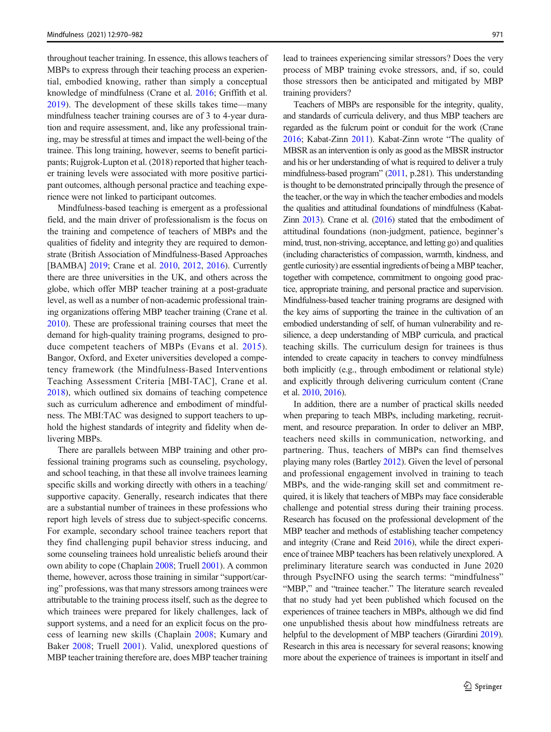throughout teacher training. In essence, this allows teachers of MBPs to express through their teaching process an experiential, embodied knowing, rather than simply a conceptual knowledge of mindfulness (Crane et al. 2016; Griffith et al. 2019). The development of these skills takes time—many mindfulness teacher training courses are of 3 to 4-year duration and require assessment, and, like any professional training, may be stressful at times and impact the well-being of the trainee. This long training, however, seems to benefit participants; Rujgrok-Lupton et al. (2018) reported that higher teacher training levels were associated with more positive participant outcomes, although personal practice and teaching experience were not linked to participant outcomes.

Mindfulness-based teaching is emergent as a professional field, and the main driver of professionalism is the focus on the training and competence of teachers of MBPs and the qualities of fidelity and integrity they are required to demonstrate (British Association of Mindfulness-Based Approaches [BAMBA] 2019; Crane et al. 2010, 2012, 2016). Currently there are three universities in the UK, and others across the globe, which offer MBP teacher training at a post-graduate level, as well as a number of non-academic professional training organizations offering MBP teacher training (Crane et al. 2010). These are professional training courses that meet the demand for high-quality training programs, designed to produce competent teachers of MBPs (Evans et al. 2015). Bangor, Oxford, and Exeter universities developed a competency framework (the Mindfulness-Based Interventions Teaching Assessment Criteria [MBI-TAC], Crane et al. 2018), which outlined six domains of teaching competence such as curriculum adherence and embodiment of mindfulness. The MBI:TAC was designed to support teachers to uphold the highest standards of integrity and fidelity when delivering MBPs.

There are parallels between MBP training and other professional training programs such as counseling, psychology, and school teaching, in that these all involve trainees learning specific skills and working directly with others in a teaching/supportive capacity. Generally, research indicates that there are a substantial number of trainees in these professions who report high levels of stress due to subject-specific concerns. For example, secondary school trainee teachers report that they find challenging pupil behavior stress inducing, and some counseling trainees hold unrealistic beliefs around their own ability to cope (Chaplain 2008; Truell 2001). A common theme, however, across those training in similar "support/caring" professions, was that many stressors among trainees were attributable to the training process itself, such as the degree to which trainees were prepared for likely challenges, lack of support systems, and a need for an explicit focus on the process of learning new skills (Chaplain 2008; Kumary and Baker 2008; Truell 2001). Valid, unexplored questions of MBP teacher training therefore are, does MBP teacher training lead to trainees experiencing similar stressors? Does the very process of MBP training evoke stressors, and, if so, could those stressors then be anticipated and mitigated by MBP training providers?

Teachers of MBPs are responsible for the integrity, quality, and standards of curricula delivery, and thus MBP teachers are regarded as the fulcrum point or conduit for the work (Crane 2016; Kabat-Zinn 2011). Kabat-Zinn wrote "The quality of MBSR as an intervention is only as good as the MBSR instructor and his or her understanding of what is required to deliver a truly mindfulness-based program" (2011, p.281). This understanding is thought to be demonstrated principally through the presence of the teacher, or the way in which the teacher embodies and models the qualities and attitudinal foundations of mindfulness (Kabat-Zinn 2013). Crane et al. (2016) stated that the embodiment of attitudinal foundations (non-judgment, patience, beginner's mind, trust, non-striving, acceptance, and letting go) and qualities (including characteristics of compassion, warmth, kindness, and gentle curiosity) are essential ingredients of being a MBP teacher, together with competence, commitment to ongoing good practice, appropriate training, and personal practice and supervision. Mindfulness-based teacher training programs are designed with the key aims of supporting the trainee in the cultivation of an embodied understanding of self, of human vulnerability and resilience, a deep understanding of MBP curricula, and practical teaching skills. The curriculum design for trainees is thus intended to create capacity in teachers to convey mindfulness both implicitly (e.g., through embodiment or relational style) and explicitly through delivering curriculum content (Crane et al. 2010, 2016).

In addition, there are a number of practical skills needed when preparing to teach MBPs, including marketing, recruitment, and resource preparation. In order to deliver an MBP, teachers need skills in communication, networking, and partnering. Thus, teachers of MBPs can find themselves playing many roles (Bartley 2012). Given the level of personal and professional engagement involved in training to teach MBPs, and the wide-ranging skill set and commitment required, it is likely that teachers of MBPs may face considerable challenge and potential stress during their training process. Research has focused on the professional development of the MBP teacher and methods of establishing teacher competency and integrity (Crane and Reid 2016), while the direct experience of trainee MBP teachers has been relatively unexplored. A preliminary literature search was conducted in June 2020 through PsycINFO using the search terms: "mindfulness" "MBP," and "trainee teacher." The literature search revealed that no study had yet been published which focused on the experiences of trainee teachers in MBPs, although we did find one unpublished thesis about how mindfulness retreats are helpful to the development of MBP teachers (Girardini 2019). Research in this area is necessary for several reasons; knowing more about the experience of trainees is important in itself and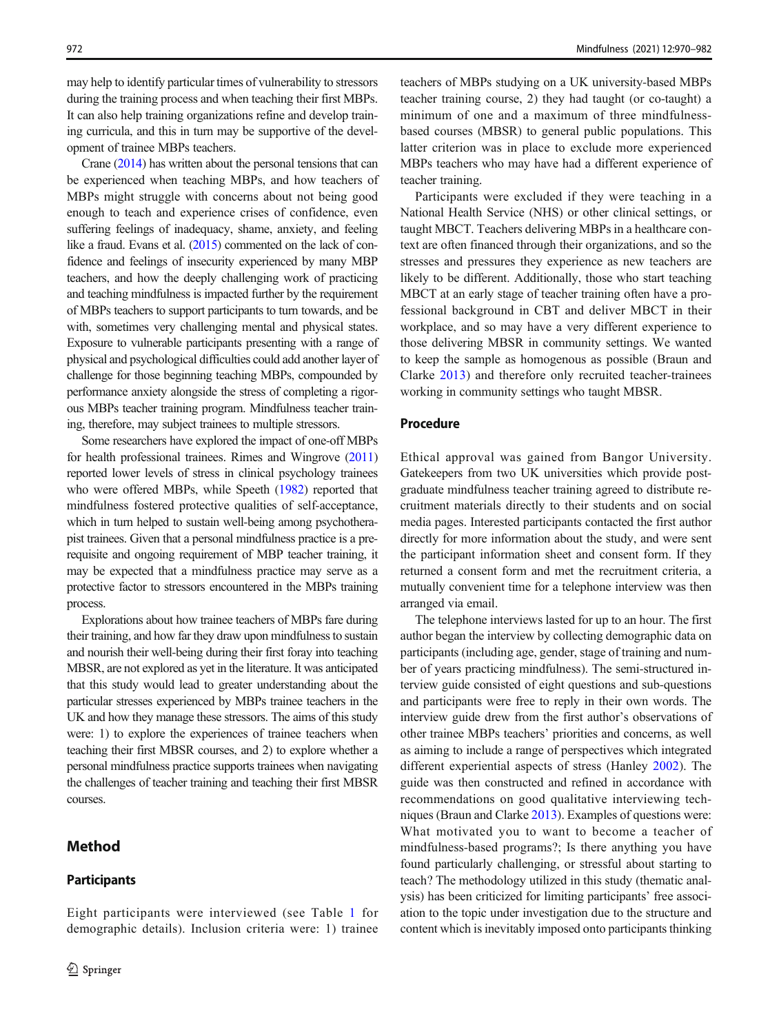may help to identify particular times of vulnerability to stressors during the training process and when teaching their first MBPs. It can also help training organizations refine and develop training curricula, and this in turn may be supportive of the development of trainee MBPs teachers.

Crane (2014) has written about the personal tensions that can be experienced when teaching MBPs, and how teachers of MBPs might struggle with concerns about not being good enough to teach and experience crises of confidence, even suffering feelings of inadequacy, shame, anxiety, and feeling like a fraud. Evans et al. (2015) commented on the lack of confidence and feelings of insecurity experienced by many MBP teachers, and how the deeply challenging work of practicing and teaching mindfulness is impacted further by the requirement of MBPs teachers to support participants to turn towards, and be with, sometimes very challenging mental and physical states. Exposure to vulnerable participants presenting with a range of physical and psychological difficulties could add another layer of challenge for those beginning teaching MBPs, compounded by performance anxiety alongside the stress of completing a rigorous MBPs teacher training program. Mindfulness teacher training, therefore, may subject trainees to multiple stressors.

Some researchers have explored the impact of one-off MBPs for health professional trainees. Rimes and Wingrove (2011) reported lower levels of stress in clinical psychology trainees who were offered MBPs, while Speeth (1982) reported that mindfulness fostered protective qualities of self-acceptance, which in turn helped to sustain well-being among psychotherapist trainees. Given that a personal mindfulness practice is a prerequisite and ongoing requirement of MBP teacher training, it may be expected that a mindfulness practice may serve as a protective factor to stressors encountered in the MBPs training process.

Explorations about how trainee teachers of MBPs fare during their training, and how far they draw upon mindfulness to sustain and nourish their well-being during their first foray into teaching MBSR, are not explored as yet in the literature. It was anticipated that this study would lead to greater understanding about the particular stresses experienced by MBPs trainee teachers in the UK and how they manage these stressors. The aims of this study were: 1) to explore the experiences of trainee teachers when teaching their first MBSR courses, and 2) to explore whether a personal mindfulness practice supports trainees when navigating the challenges of teacher training and teaching their first MBSR courses.

## Method

### Participants

Eight participants were interviewed (see Table 1 for demographic details). Inclusion criteria were: 1) trainee teachers of MBPs studying on a UK university-based MBPs teacher training course, 2) they had taught (or co-taught) a minimum of one and a maximum of three mindfulness-based courses (MBSR) to general public populations. This latter criterion was in place to exclude more experienced MBPs teachers who may have had a different experience of teacher training.

Participants were excluded if they were teaching in a National Health Service (NHS) or other clinical settings, or taught MBCT. Teachers delivering MBPs in a healthcare context are often financed through their organizations, and so the stresses and pressures they experience as new teachers are likely to be different. Additionally, those who start teaching MBCT at an early stage of teacher training often have a professional background in CBT and deliver MBCT in their workplace, and so may have a very different experience to those delivering MBSR in community settings. We wanted to keep the sample as homogenous as possible (Braun and Clarke 2013) and therefore only recruited teacher-trainees working in community settings who taught MBSR.

### Procedure

Ethical approval was gained from Bangor University. Gatekeepers from two UK universities which provide postgraduate mindfulness teacher training agreed to distribute recruitment materials directly to their students and on social media pages. Interested participants contacted the first author directly for more information about the study, and were sent the participant information sheet and consent form. If they returned a consent form and met the recruitment criteria, a mutually convenient time for a telephone interview was then arranged via email.

The telephone interviews lasted for up to an hour. The first author began the interview by collecting demographic data on participants (including age, gender, stage of training and number of years practicing mindfulness). The semi-structured interview guide consisted of eight questions and sub-questions and participants were free to reply in their own words. The interview guide drew from the first author's observations of other trainee MBPs teachers' priorities and concerns, as well as aiming to include a range of perspectives which integrated different experiential aspects of stress (Hanley 2002). The guide was then constructed and refined in accordance with recommendations on good qualitative interviewing techniques (Braun and Clarke 2013). Examples of questions were: What motivated you to want to become a teacher of mindfulness-based programs?; Is there anything you have found particularly challenging, or stressful about starting to teach? The methodology utilized in this study (thematic analysis) has been criticized for limiting participants' free association to the topic under investigation due to the structure and content which is inevitably imposed onto participants thinking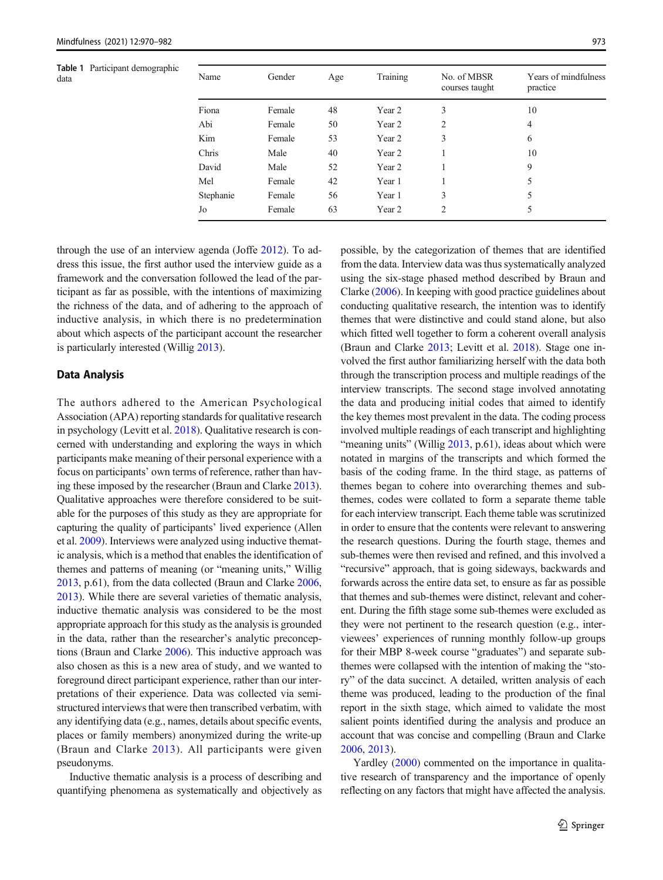**Table 1** Participant demographic data

| Name | Gender | Age | Training | No. of MBSR courses taught | Years of mindfulness practice |
|---|---|---|---|---|---|
| Fiona | Female | 48 | Year 2 | 3 | 10 |
| Abi | Female | 50 | Year 2 | 2 | 4 |
| Kim | Female | 53 | Year 2 | 3 | 6 |
| Chris | Male | 40 | Year 2 | 1 | 10 |
| David | Male | 52 | Year 2 | 1 | 9 |
| Mel | Female | 42 | Year 1 | 1 | 5 |
| Stephanie | Female | 56 | Year 1 | 3 | 5 |
| Jo | Female | 63 | Year 2 | 2 | 5 |

through the use of an interview agenda (Joffe 2012). To address this issue, the first author used the interview guide as a framework and the conversation followed the lead of the participant as far as possible, with the intentions of maximizing the richness of the data, and of adhering to the approach of inductive analysis, in which there is no predetermination about which aspects of the participant account the researcher is particularly interested (Willig 2013).

## Data Analysis

The authors adhered to the American Psychological Association (APA) reporting standards for qualitative research in psychology (Levitt et al. 2018). Qualitative research is concerned with understanding and exploring the ways in which participants make meaning of their personal experience with a focus on participants' own terms of reference, rather than having these imposed by the researcher (Braun and Clarke 2013). Qualitative approaches were therefore considered to be suitable for the purposes of this study as they are appropriate for capturing the quality of participants' lived experience (Allen et al. 2009). Interviews were analyzed using inductive thematic analysis, which is a method that enables the identification of themes and patterns of meaning (or "meaning units," Willig 2013, p.61), from the data collected (Braun and Clarke 2006, 2013). While there are several varieties of thematic analysis, inductive thematic analysis was considered to be the most appropriate approach for this study as the analysis is grounded in the data, rather than the researcher's analytic preconceptions (Braun and Clarke 2006). This inductive approach was also chosen as this is a new area of study, and we wanted to foreground direct participant experience, rather than our interpretations of their experience. Data was collected via semi-structured interviews that were then transcribed verbatim, with any identifying data (e.g., names, details about specific events, places or family members) anonymized during the write-up (Braun and Clarke 2013). All participants were given pseudonyms.

Inductive thematic analysis is a process of describing and quantifying phenomena as systematically and objectively as possible, by the categorization of themes that are identified from the data. Interview data was thus systematically analyzed using the six-stage phased method described by Braun and Clarke (2006). In keeping with good practice guidelines about conducting qualitative research, the intention was to identify themes that were distinctive and could stand alone, but also which fitted well together to form a coherent overall analysis (Braun and Clarke 2013; Levitt et al. 2018). Stage one involved the first author familiarizing herself with the data both through the transcription process and multiple readings of the interview transcripts. The second stage involved annotating the data and producing initial codes that aimed to identify the key themes most prevalent in the data. The coding process involved multiple readings of each transcript and highlighting "meaning units" (Willig 2013, p.61), ideas about which were notated in margins of the transcripts and which formed the basis of the coding frame. In the third stage, as patterns of themes began to cohere into overarching themes and sub-themes, codes were collated to form a separate theme table for each interview transcript. Each theme table was scrutinized in order to ensure that the contents were relevant to answering the research questions. During the fourth stage, themes and sub-themes were then revised and refined, and this involved a "recursive" approach, that is going sideways, backwards and forwards across the entire data set, to ensure as far as possible that themes and sub-themes were distinct, relevant and coherent. During the fifth stage some sub-themes were excluded as they were not pertinent to the research question (e.g., interviewees' experiences of running monthly follow-up groups for their MBP 8-week course "graduates") and separate sub-themes were collapsed with the intention of making the "story" of the data succinct. A detailed, written analysis of each theme was produced, leading to the production of the final report in the sixth stage, which aimed to validate the most salient points identified during the analysis and produce an account that was concise and compelling (Braun and Clarke 2006, 2013).

Yardley (2000) commented on the importance in qualitative research of transparency and the importance of openly reflecting on any factors that might have affected the analysis.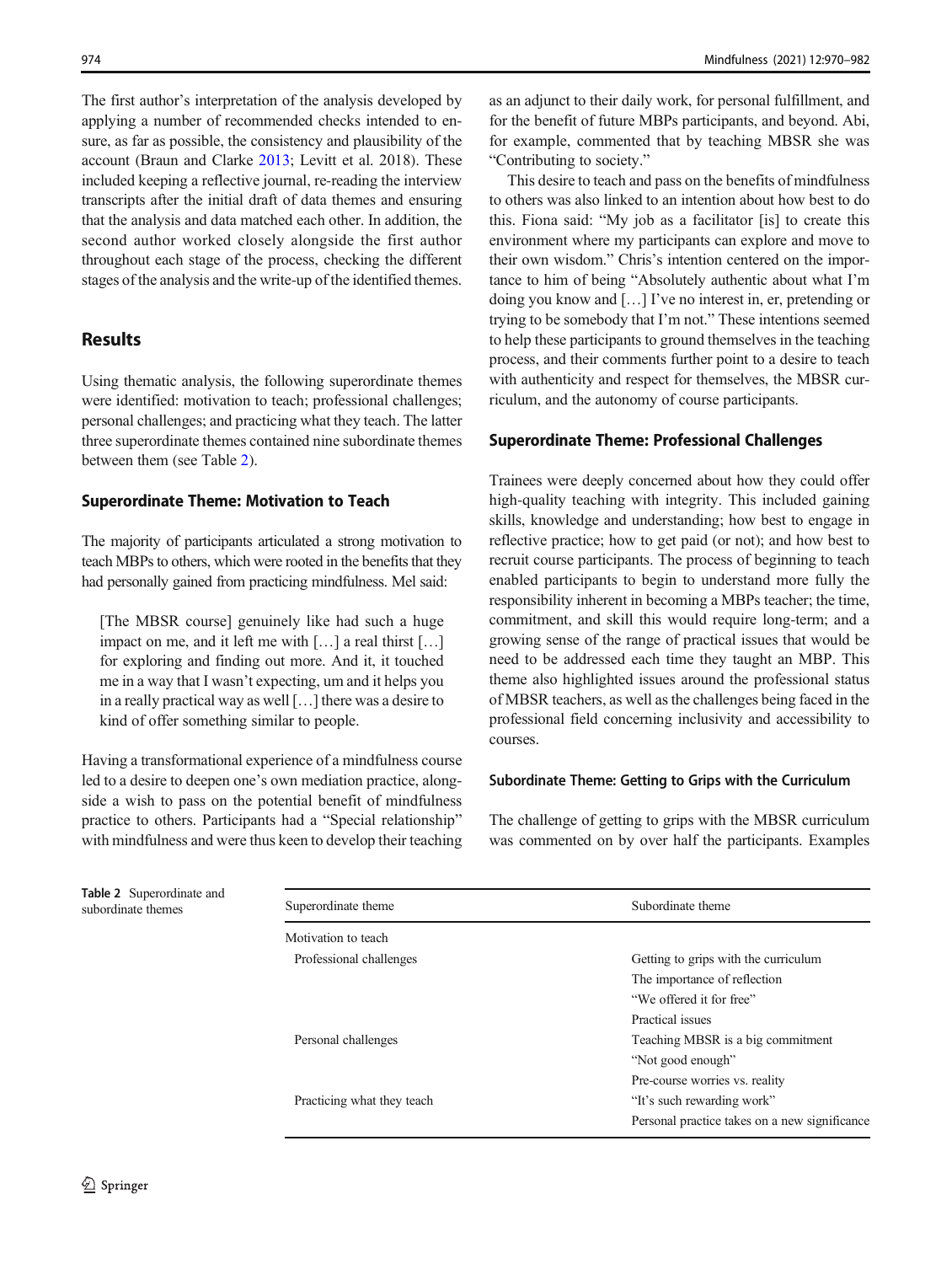The first author's interpretation of the analysis developed by applying a number of recommended checks intended to ensure, as far as possible, the consistency and plausibility of the account (Braun and Clarke 2013; Levitt et al. 2018). These included keeping a reflective journal, re-reading the interview transcripts after the initial draft of data themes and ensuring that the analysis and data matched each other. In addition, the second author worked closely alongside the first author throughout each stage of the process, checking the different stages of the analysis and the write-up of the identified themes.

## Results

Using thematic analysis, the following superordinate themes were identified: motivation to teach; professional challenges; personal challenges; and practicing what they teach. The latter three superordinate themes contained nine subordinate themes between them (see Table 2).

### Superordinate Theme: Motivation to Teach

The majority of participants articulated a strong motivation to teach MBPs to others, which were rooted in the benefits that they had personally gained from practicing mindfulness. Mel said:

> [The MBSR course] genuinely like had such a huge impact on me, and it left me with […] a real thirst […] for exploring and finding out more. And it, it touched me in a way that I wasn't expecting, um and it helps you in a really practical way as well […] there was a desire to kind of offer something similar to people.

Having a transformational experience of a mindfulness course led to a desire to deepen one's own mediation practice, alongside a wish to pass on the potential benefit of mindfulness practice to others. Participants had a "Special relationship" with mindfulness and were thus keen to develop their teaching as an adjunct to their daily work, for personal fulfillment, and for the benefit of future MBPs participants, and beyond. Abi, for example, commented that by teaching MBSR she was "Contributing to society."

This desire to teach and pass on the benefits of mindfulness to others was also linked to an intention about how best to do this. Fiona said: "My job as a facilitator [is] to create this environment where my participants can explore and move to their own wisdom." Chris's intention centered on the importance to him of being "Absolutely authentic about what I'm doing you know and […] I've no interest in, er, pretending or trying to be somebody that I'm not." These intentions seemed to help these participants to ground themselves in the teaching process, and their comments further point to a desire to teach with authenticity and respect for themselves, the MBSR curriculum, and the autonomy of course participants.

### Superordinate Theme: Professional Challenges

Trainees were deeply concerned about how they could offer high-quality teaching with integrity. This included gaining skills, knowledge and understanding; how best to engage in reflective practice; how to get paid (or not); and how best to recruit course participants. The process of beginning to teach enabled participants to begin to understand more fully the responsibility inherent in becoming a MBPs teacher; the time, commitment, and skill this would require long-term; and a growing sense of the range of practical issues that would be need to be addressed each time they taught an MBP. This theme also highlighted issues around the professional status of MBSR teachers, as well as the challenges being faced in the professional field concerning inclusivity and accessibility to courses.

#### Subordinate Theme: Getting to Grips with the Curriculum

The challenge of getting to grips with the MBSR curriculum was commented on by over half the participants. Examples

**Table 2** Superordinate and subordinate themes

| Superordinate theme | Subordinate theme |
|---|---|
| Motivation to teach | |
| Professional challenges | Getting to grips with the curriculum |
| | The importance of reflection |
| | "We offered it for free" |
| | Practical issues |
| Personal challenges | Teaching MBSR is a big commitment |
| | "Not good enough" |
| | Pre-course worries vs. reality |
| Practicing what they teach | "It's such rewarding work" |
| | Personal practice takes on a new significance |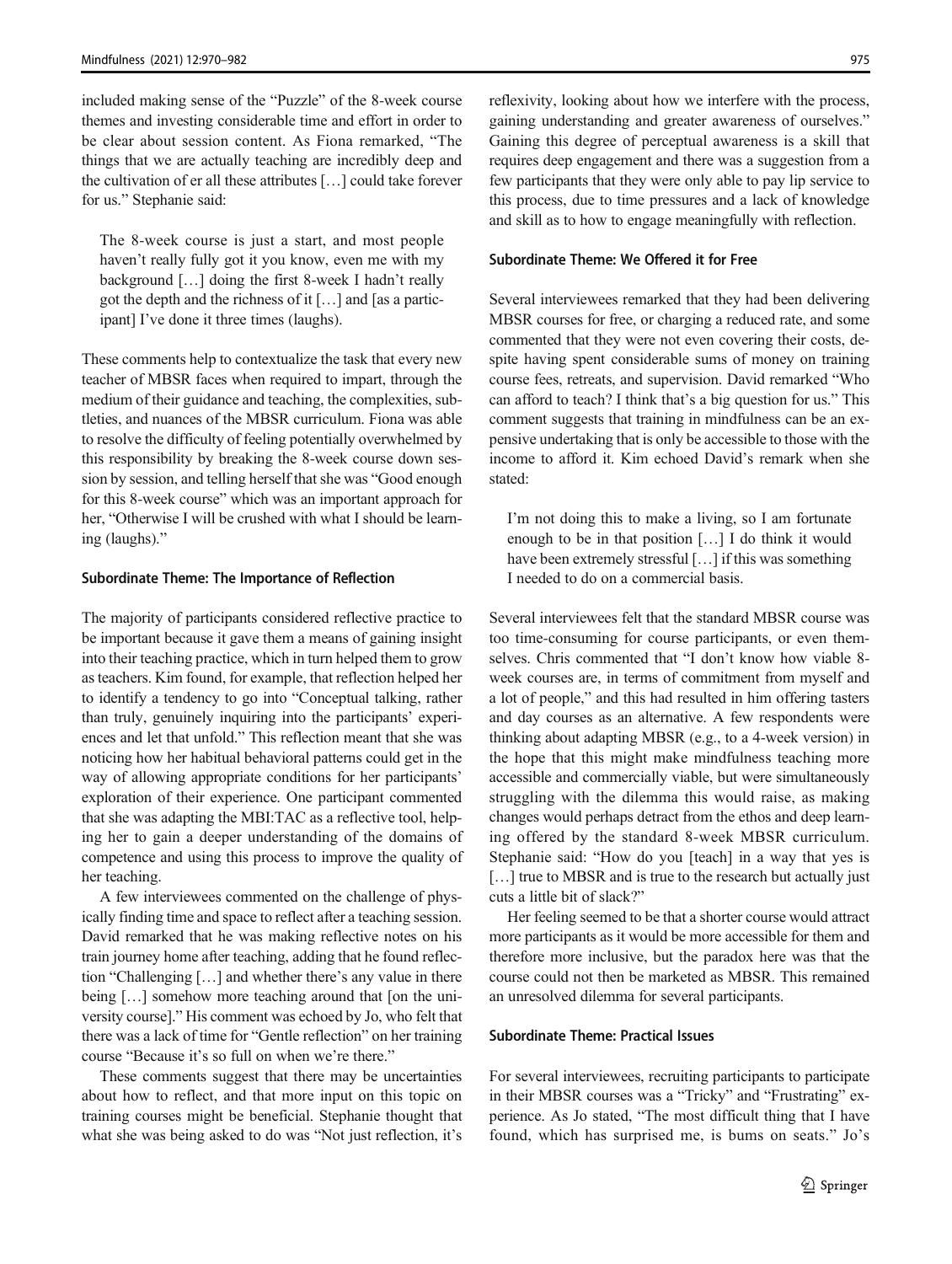included making sense of the "Puzzle" of the 8-week course themes and investing considerable time and effort in order to be clear about session content. As Fiona remarked, "The things that we are actually teaching are incredibly deep and the cultivation of er all these attributes […] could take forever for us." Stephanie said:

> The 8-week course is just a start, and most people haven't really fully got it you know, even me with my background […] doing the first 8-week I hadn't really got the depth and the richness of it […] and [as a participant] I've done it three times (laughs).

These comments help to contextualize the task that every new teacher of MBSR faces when required to impart, through the medium of their guidance and teaching, the complexities, subtleties, and nuances of the MBSR curriculum. Fiona was able to resolve the difficulty of feeling potentially overwhelmed by this responsibility by breaking the 8-week course down session by session, and telling herself that she was "Good enough for this 8-week course" which was an important approach for her, "Otherwise I will be crushed with what I should be learning (laughs)."

#### Subordinate Theme: The Importance of Reflection

The majority of participants considered reflective practice to be important because it gave them a means of gaining insight into their teaching practice, which in turn helped them to grow as teachers. Kim found, for example, that reflection helped her to identify a tendency to go into "Conceptual talking, rather than truly, genuinely inquiring into the participants' experiences and let that unfold." This reflection meant that she was noticing how her habitual behavioral patterns could get in the way of allowing appropriate conditions for her participants' exploration of their experience. One participant commented that she was adapting the MBI:TAC as a reflective tool, helping her to gain a deeper understanding of the domains of competence and using this process to improve the quality of her teaching.

A few interviewees commented on the challenge of physically finding time and space to reflect after a teaching session. David remarked that he was making reflective notes on his train journey home after teaching, adding that he found reflection "Challenging […] and whether there's any value in there being […] somehow more teaching around that [on the university course]." His comment was echoed by Jo, who felt that there was a lack of time for "Gentle reflection" on her training course "Because it's so full on when we're there."

These comments suggest that there may be uncertainties about how to reflect, and that more input on this topic on training courses might be beneficial. Stephanie thought that what she was being asked to do was "Not just reflection, it's reflexivity, looking about how we interfere with the process, gaining understanding and greater awareness of ourselves." Gaining this degree of perceptual awareness is a skill that requires deep engagement and there was a suggestion from a few participants that they were only able to pay lip service to this process, due to time pressures and a lack of knowledge and skill as to how to engage meaningfully with reflection.

#### Subordinate Theme: We Offered it for Free

Several interviewees remarked that they had been delivering MBSR courses for free, or charging a reduced rate, and some commented that they were not even covering their costs, despite having spent considerable sums of money on training course fees, retreats, and supervision. David remarked "Who can afford to teach? I think that's a big question for us." This comment suggests that training in mindfulness can be an expensive undertaking that is only be accessible to those with the income to afford it. Kim echoed David's remark when she stated:

> I'm not doing this to make a living, so I am fortunate enough to be in that position […] I do think it would have been extremely stressful […] if this was something I needed to do on a commercial basis.

Several interviewees felt that the standard MBSR course was too time-consuming for course participants, or even themselves. Chris commented that "I don't know how viable 8-week courses are, in terms of commitment from myself and a lot of people," and this had resulted in him offering tasters and day courses as an alternative. A few respondents were thinking about adapting MBSR (e.g., to a 4-week version) in the hope that this might make mindfulness teaching more accessible and commercially viable, but were simultaneously struggling with the dilemma this would raise, as making changes would perhaps detract from the ethos and deep learning offered by the standard 8-week MBSR curriculum. Stephanie said: "How do you [teach] in a way that yes is […] true to MBSR and is true to the research but actually just cuts a little bit of slack?"

Her feeling seemed to be that a shorter course would attract more participants as it would be more accessible for them and therefore more inclusive, but the paradox here was that the course could not then be marketed as MBSR. This remained an unresolved dilemma for several participants.

#### Subordinate Theme: Practical Issues

For several interviewees, recruiting participants to participate in their MBSR courses was a "Tricky" and "Frustrating" experience. As Jo stated, "The most difficult thing that I have found, which has surprised me, is bums on seats." Jo's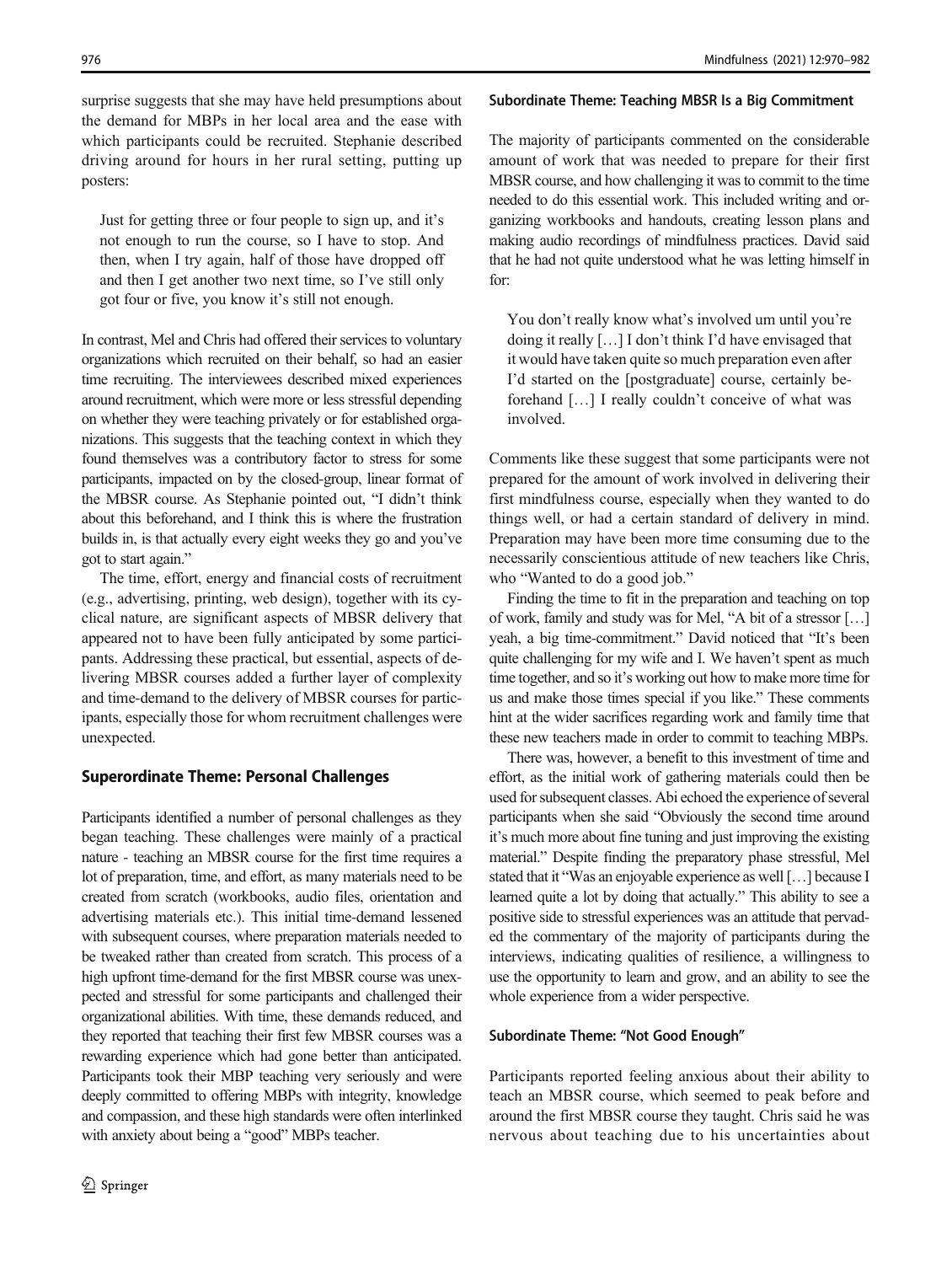surprise suggests that she may have held presumptions about the demand for MBPs in her local area and the ease with which participants could be recruited. Stephanie described driving around for hours in her rural setting, putting up posters:

> Just for getting three or four people to sign up, and it's not enough to run the course, so I have to stop. And then, when I try again, half of those have dropped off and then I get another two next time, so I've still only got four or five, you know it's still not enough.

In contrast, Mel and Chris had offered their services to voluntary organizations which recruited on their behalf, so had an easier time recruiting. The interviewees described mixed experiences around recruitment, which were more or less stressful depending on whether they were teaching privately or for established organizations. This suggests that the teaching context in which they found themselves was a contributory factor to stress for some participants, impacted on by the closed-group, linear format of the MBSR course. As Stephanie pointed out, "I didn't think about this beforehand, and I think this is where the frustration builds in, is that actually every eight weeks they go and you've got to start again."

The time, effort, energy and financial costs of recruitment (e.g., advertising, printing, web design), together with its cyclical nature, are significant aspects of MBSR delivery that appeared not to have been fully anticipated by some participants. Addressing these practical, but essential, aspects of delivering MBSR courses added a further layer of complexity and time-demand to the delivery of MBSR courses for participants, especially those for whom recruitment challenges were unexpected.

## Superordinate Theme: Personal Challenges

Participants identified a number of personal challenges as they began teaching. These challenges were mainly of a practical nature - teaching an MBSR course for the first time requires a lot of preparation, time, and effort, as many materials need to be created from scratch (workbooks, audio files, orientation and advertising materials etc.). This initial time-demand lessened with subsequent courses, where preparation materials needed to be tweaked rather than created from scratch. This process of a high upfront time-demand for the first MBSR course was unexpected and stressful for some participants and challenged their organizational abilities. With time, these demands reduced, and they reported that teaching their first few MBSR courses was a rewarding experience which had gone better than anticipated. Participants took their MBP teaching very seriously and were deeply committed to offering MBPs with integrity, knowledge and compassion, and these high standards were often interlinked with anxiety about being a "good" MBPs teacher.

### Subordinate Theme: Teaching MBSR Is a Big Commitment

The majority of participants commented on the considerable amount of work that was needed to prepare for their first MBSR course, and how challenging it was to commit to the time needed to do this essential work. This included writing and organizing workbooks and handouts, creating lesson plans and making audio recordings of mindfulness practices. David said that he had not quite understood what he was letting himself in for:

> You don't really know what's involved um until you're doing it really […] I don't think I'd have envisaged that it would have taken quite so much preparation even after I'd started on the [postgraduate] course, certainly beforehand […] I really couldn't conceive of what was involved.

Comments like these suggest that some participants were not prepared for the amount of work involved in delivering their first mindfulness course, especially when they wanted to do things well, or had a certain standard of delivery in mind. Preparation may have been more time consuming due to the necessarily conscientious attitude of new teachers like Chris, who "Wanted to do a good job."

Finding the time to fit in the preparation and teaching on top of work, family and study was for Mel, "A bit of a stressor […] yeah, a big time-commitment." David noticed that "It's been quite challenging for my wife and I. We haven't spent as much time together, and so it's working out how to make more time for us and make those times special if you like." These comments hint at the wider sacrifices regarding work and family time that these new teachers made in order to commit to teaching MBPs.

There was, however, a benefit to this investment of time and effort, as the initial work of gathering materials could then be used for subsequent classes. Abi echoed the experience of several participants when she said "Obviously the second time around it's much more about fine tuning and just improving the existing material." Despite finding the preparatory phase stressful, Mel stated that it "Was an enjoyable experience as well […] because I learned quite a lot by doing that actually." This ability to see a positive side to stressful experiences was an attitude that pervaded the commentary of the majority of participants during the interviews, indicating qualities of resilience, a willingness to use the opportunity to learn and grow, and an ability to see the whole experience from a wider perspective.

### Subordinate Theme: "Not Good Enough"

Participants reported feeling anxious about their ability to teach an MBSR course, which seemed to peak before and around the first MBSR course they taught. Chris said he was nervous about teaching due to his uncertainties about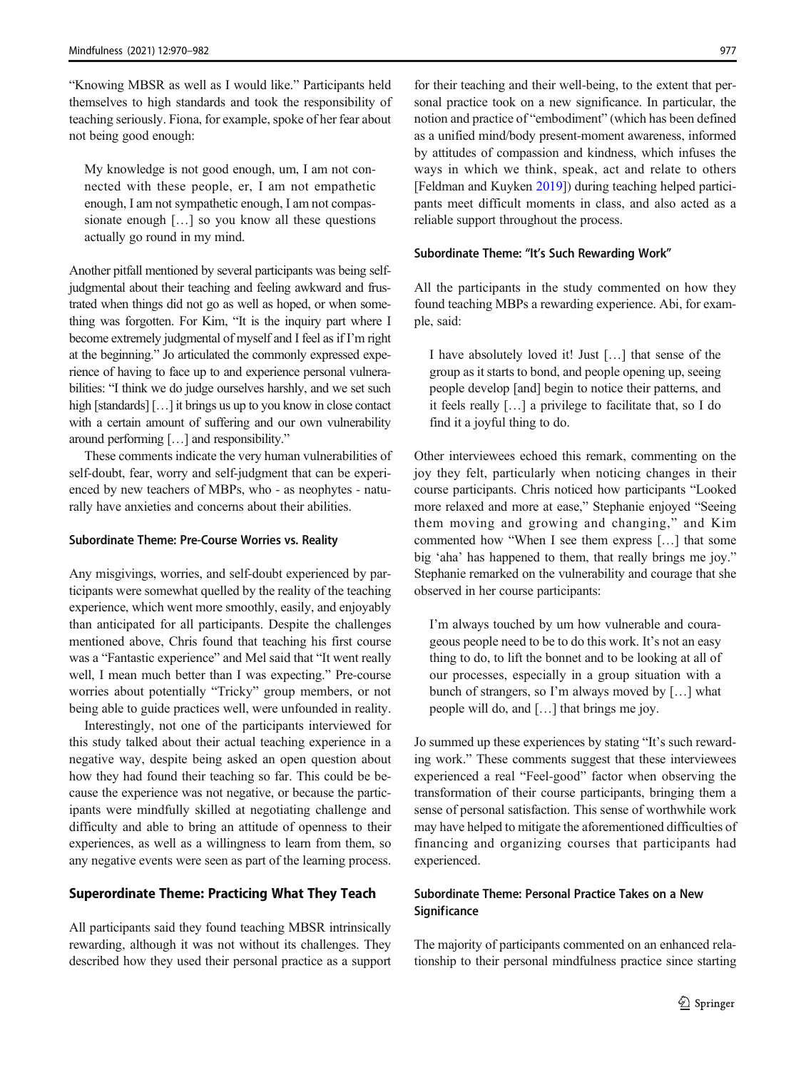"Knowing MBSR as well as I would like." Participants held themselves to high standards and took the responsibility of teaching seriously. Fiona, for example, spoke of her fear about not being good enough:

> My knowledge is not good enough, um, I am not connected with these people, er, I am not empathetic enough, I am not sympathetic enough, I am not compassionate enough […] so you know all these questions actually go round in my mind.

Another pitfall mentioned by several participants was being self-judgmental about their teaching and feeling awkward and frustrated when things did not go as well as hoped, or when something was forgotten. For Kim, "It is the inquiry part where I become extremely judgmental of myself and I feel as if I'm right at the beginning." Jo articulated the commonly expressed experience of having to face up to and experience personal vulnerabilities: "I think we do judge ourselves harshly, and we set such high [standards] […] it brings us up to you know in close contact with a certain amount of suffering and our own vulnerability around performing […] and responsibility."

These comments indicate the very human vulnerabilities of self-doubt, fear, worry and self-judgment that can be experienced by new teachers of MBPs, who - as neophytes - naturally have anxieties and concerns about their abilities.

#### Subordinate Theme: Pre-Course Worries vs. Reality

Any misgivings, worries, and self-doubt experienced by participants were somewhat quelled by the reality of the teaching experience, which went more smoothly, easily, and enjoyably than anticipated for all participants. Despite the challenges mentioned above, Chris found that teaching his first course was a "Fantastic experience" and Mel said that "It went really well, I mean much better than I was expecting." Pre-course worries about potentially "Tricky" group members, or not being able to guide practices well, were unfounded in reality.

Interestingly, not one of the participants interviewed for this study talked about their actual teaching experience in a negative way, despite being asked an open question about how they had found their teaching so far. This could be because the experience was not negative, or because the participants were mindfully skilled at negotiating challenge and difficulty and able to bring an attitude of openness to their experiences, as well as a willingness to learn from them, so any negative events were seen as part of the learning process.

### Superordinate Theme: Practicing What They Teach

All participants said they found teaching MBSR intrinsically rewarding, although it was not without its challenges. They described how they used their personal practice as a support for their teaching and their well-being, to the extent that personal practice took on a new significance. In particular, the notion and practice of "embodiment" (which has been defined as a unified mind/body present-moment awareness, informed by attitudes of compassion and kindness, which infuses the ways in which we think, speak, act and relate to others [Feldman and Kuyken 2019]) during teaching helped participants meet difficult moments in class, and also acted as a reliable support throughout the process.

#### Subordinate Theme: "It's Such Rewarding Work"

All the participants in the study commented on how they found teaching MBPs a rewarding experience. Abi, for example, said:

> I have absolutely loved it! Just […] that sense of the group as it starts to bond, and people opening up, seeing people develop [and] begin to notice their patterns, and it feels really […] a privilege to facilitate that, so I do find it a joyful thing to do.

Other interviewees echoed this remark, commenting on the joy they felt, particularly when noticing changes in their course participants. Chris noticed how participants "Looked more relaxed and more at ease," Stephanie enjoyed "Seeing them moving and growing and changing," and Kim commented how "When I see them express […] that some big 'aha' has happened to them, that really brings me joy." Stephanie remarked on the vulnerability and courage that she observed in her course participants:

> I'm always touched by um how vulnerable and courageous people need to be to do this work. It's not an easy thing to do, to lift the bonnet and to be looking at all of our processes, especially in a group situation with a bunch of strangers, so I'm always moved by […] what people will do, and […] that brings me joy.

Jo summed up these experiences by stating "It's such rewarding work." These comments suggest that these interviewees experienced a real "Feel-good" factor when observing the transformation of their course participants, bringing them a sense of personal satisfaction. This sense of worthwhile work may have helped to mitigate the aforementioned difficulties of financing and organizing courses that participants had experienced.

#### Subordinate Theme: Personal Practice Takes on a New Significance

The majority of participants commented on an enhanced relationship to their personal mindfulness practice since starting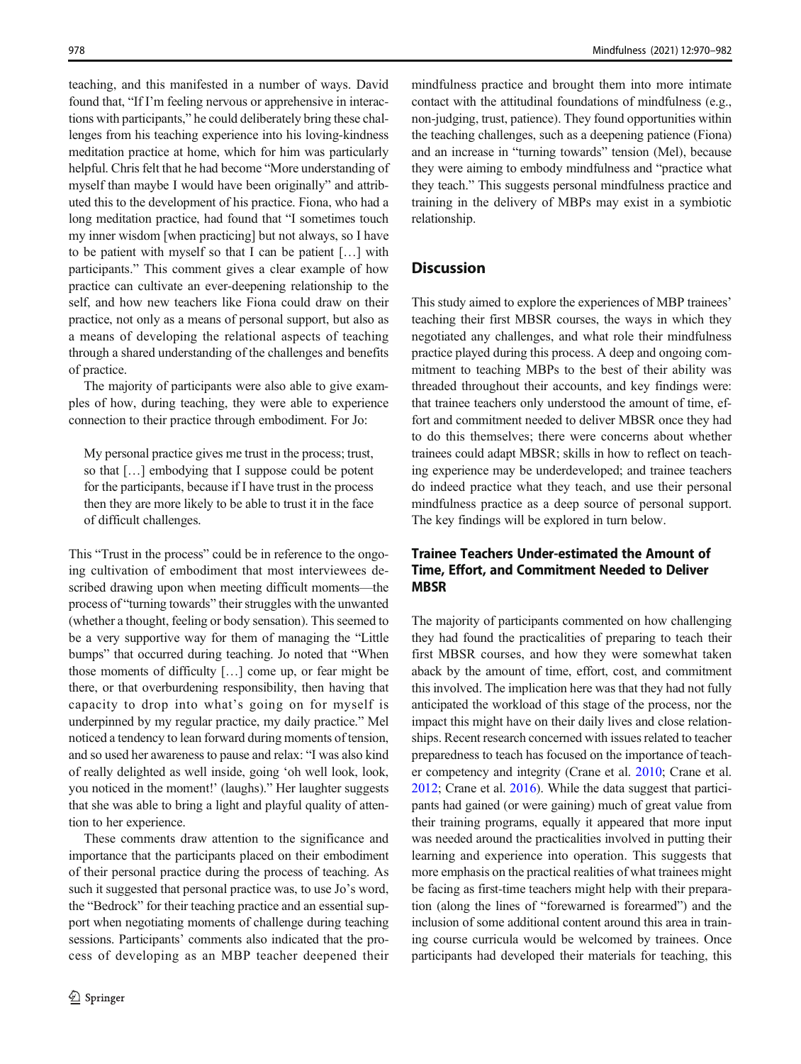teaching, and this manifested in a number of ways. David found that, "If I'm feeling nervous or apprehensive in interactions with participants," he could deliberately bring these challenges from his teaching experience into his loving-kindness meditation practice at home, which for him was particularly helpful. Chris felt that he had become "More understanding of myself than maybe I would have been originally" and attributed this to the development of his practice. Fiona, who had a long meditation practice, had found that "I sometimes touch my inner wisdom [when practicing] but not always, so I have to be patient with myself so that I can be patient […] with participants." This comment gives a clear example of how practice can cultivate an ever-deepening relationship to the self, and how new teachers like Fiona could draw on their practice, not only as a means of personal support, but also as a means of developing the relational aspects of teaching through a shared understanding of the challenges and benefits of practice.

The majority of participants were also able to give examples of how, during teaching, they were able to experience connection to their practice through embodiment. For Jo:

> My personal practice gives me trust in the process; trust, so that […] embodying that I suppose could be potent for the participants, because if I have trust in the process then they are more likely to be able to trust it in the face of difficult challenges.

This "Trust in the process" could be in reference to the ongoing cultivation of embodiment that most interviewees described drawing upon when meeting difficult moments—the process of "turning towards" their struggles with the unwanted (whether a thought, feeling or body sensation). This seemed to be a very supportive way for them of managing the "Little bumps" that occurred during teaching. Jo noted that "When those moments of difficulty […] come up, or fear might be there, or that overburdening responsibility, then having that capacity to drop into what's going on for myself is underpinned by my regular practice, my daily practice." Mel noticed a tendency to lean forward during moments of tension, and so used her awareness to pause and relax: "I was also kind of really delighted as well inside, going 'oh well look, look, you noticed in the moment!' (laughs)." Her laughter suggests that she was able to bring a light and playful quality of attention to her experience.

These comments draw attention to the significance and importance that the participants placed on their embodiment of their personal practice during the process of teaching. As such it suggested that personal practice was, to use Jo's word, the "Bedrock" for their teaching practice and an essential support when negotiating moments of challenge during teaching sessions. Participants' comments also indicated that the process of developing as an MBP teacher deepened their mindfulness practice and brought them into more intimate contact with the attitudinal foundations of mindfulness (e.g., non-judging, trust, patience). They found opportunities within the teaching challenges, such as a deepening patience (Fiona) and an increase in "turning towards" tension (Mel), because they were aiming to embody mindfulness and "practice what they teach." This suggests personal mindfulness practice and training in the delivery of MBPs may exist in a symbiotic relationship.

## Discussion

This study aimed to explore the experiences of MBP trainees' teaching their first MBSR courses, the ways in which they negotiated any challenges, and what role their mindfulness practice played during this process. A deep and ongoing commitment to teaching MBPs to the best of their ability was threaded throughout their accounts, and key findings were: that trainee teachers only understood the amount of time, effort and commitment needed to deliver MBSR once they had to do this themselves; there were concerns about whether trainees could adapt MBSR; skills in how to reflect on teaching experience may be underdeveloped; and trainee teachers do indeed practice what they teach, and use their personal mindfulness practice as a deep source of personal support. The key findings will be explored in turn below.

### Trainee Teachers Under-estimated the Amount of Time, Effort, and Commitment Needed to Deliver MBSR

The majority of participants commented on how challenging they had found the practicalities of preparing to teach their first MBSR courses, and how they were somewhat taken aback by the amount of time, effort, cost, and commitment this involved. The implication here was that they had not fully anticipated the workload of this stage of the process, nor the impact this might have on their daily lives and close relationships. Recent research concerned with issues related to teacher preparedness to teach has focused on the importance of teacher competency and integrity (Crane et al. 2010; Crane et al. 2012; Crane et al. 2016). While the data suggest that participants had gained (or were gaining) much of great value from their training programs, equally it appeared that more input was needed around the practicalities involved in putting their learning and experience into operation. This suggests that more emphasis on the practical realities of what trainees might be facing as first-time teachers might help with their preparation (along the lines of "forewarned is forearmed") and the inclusion of some additional content around this area in training course curricula would be welcomed by trainees. Once participants had developed their materials for teaching, this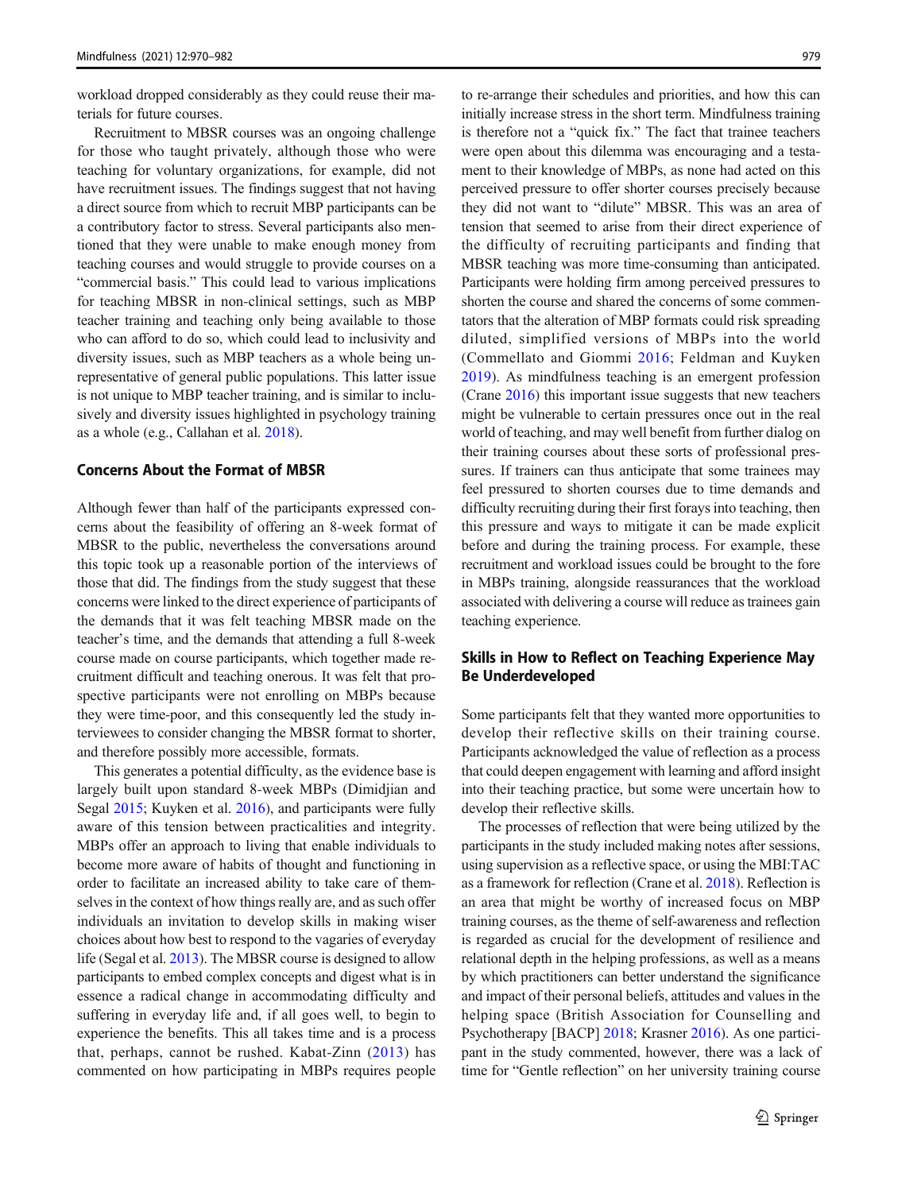workload dropped considerably as they could reuse their materials for future courses.

Recruitment to MBSR courses was an ongoing challenge for those who taught privately, although those who were teaching for voluntary organizations, for example, did not have recruitment issues. The findings suggest that not having a direct source from which to recruit MBP participants can be a contributory factor to stress. Several participants also mentioned that they were unable to make enough money from teaching courses and would struggle to provide courses on a "commercial basis." This could lead to various implications for teaching MBSR in non-clinical settings, such as MBP teacher training and teaching only being available to those who can afford to do so, which could lead to inclusivity and diversity issues, such as MBP teachers as a whole being unrepresentative of general public populations. This latter issue is not unique to MBP teacher training, and is similar to inclusively and diversity issues highlighted in psychology training as a whole (e.g., Callahan et al. 2018).

### Concerns About the Format of MBSR

Although fewer than half of the participants expressed concerns about the feasibility of offering an 8-week format of MBSR to the public, nevertheless the conversations around this topic took up a reasonable portion of the interviews of those that did. The findings from the study suggest that these concerns were linked to the direct experience of participants of the demands that it was felt teaching MBSR made on the teacher's time, and the demands that attending a full 8-week course made on course participants, which together made recruitment difficult and teaching onerous. It was felt that prospective participants were not enrolling on MBPs because they were time-poor, and this consequently led the study interviewees to consider changing the MBSR format to shorter, and therefore possibly more accessible, formats.

This generates a potential difficulty, as the evidence base is largely built upon standard 8-week MBPs (Dimidjian and Segal 2015; Kuyken et al. 2016), and participants were fully aware of this tension between practicalities and integrity. MBPs offer an approach to living that enable individuals to become more aware of habits of thought and functioning in order to facilitate an increased ability to take care of themselves in the context of how things really are, and as such offer individuals an invitation to develop skills in making wiser choices about how best to respond to the vagaries of everyday life (Segal et al. 2013). The MBSR course is designed to allow participants to embed complex concepts and digest what is in essence a radical change in accommodating difficulty and suffering in everyday life and, if all goes well, to begin to experience the benefits. This all takes time and is a process that, perhaps, cannot be rushed. Kabat-Zinn (2013) has commented on how participating in MBPs requires people to re-arrange their schedules and priorities, and how this can initially increase stress in the short term. Mindfulness training is therefore not a "quick fix." The fact that trainee teachers were open about this dilemma was encouraging and a testament to their knowledge of MBPs, as none had acted on this perceived pressure to offer shorter courses precisely because they did not want to "dilute" MBSR. This was an area of tension that seemed to arise from their direct experience of the difficulty of recruiting participants and finding that MBSR teaching was more time-consuming than anticipated. Participants were holding firm among perceived pressures to shorten the course and shared the concerns of some commentators that the alteration of MBP formats could risk spreading diluted, simplified versions of MBPs into the world (Commellato and Giommi 2016; Feldman and Kuyken 2019). As mindfulness teaching is an emergent profession (Crane 2016) this important issue suggests that new teachers might be vulnerable to certain pressures once out in the real world of teaching, and may well benefit from further dialog on their training courses about these sorts of professional pressures. If trainers can thus anticipate that some trainees may feel pressured to shorten courses due to time demands and difficulty recruiting during their first forays into teaching, then this pressure and ways to mitigate it can be made explicit before and during the training process. For example, these recruitment and workload issues could be brought to the fore in MBPs training, alongside reassurances that the workload associated with delivering a course will reduce as trainees gain teaching experience.

### Skills in How to Reflect on Teaching Experience May Be Underdeveloped

Some participants felt that they wanted more opportunities to develop their reflective skills on their training course. Participants acknowledged the value of reflection as a process that could deepen engagement with learning and afford insight into their teaching practice, but some were uncertain how to develop their reflective skills.

The processes of reflection that were being utilized by the participants in the study included making notes after sessions, using supervision as a reflective space, or using the MBI:TAC as a framework for reflection (Crane et al. 2018). Reflection is an area that might be worthy of increased focus on MBP training courses, as the theme of self-awareness and reflection is regarded as crucial for the development of resilience and relational depth in the helping professions, as well as a means by which practitioners can better understand the significance and impact of their personal beliefs, attitudes and values in the helping space (British Association for Counselling and Psychotherapy [BACP] 2018; Krasner 2016). As one participant in the study commented, however, there was a lack of time for "Gentle reflection" on her university training course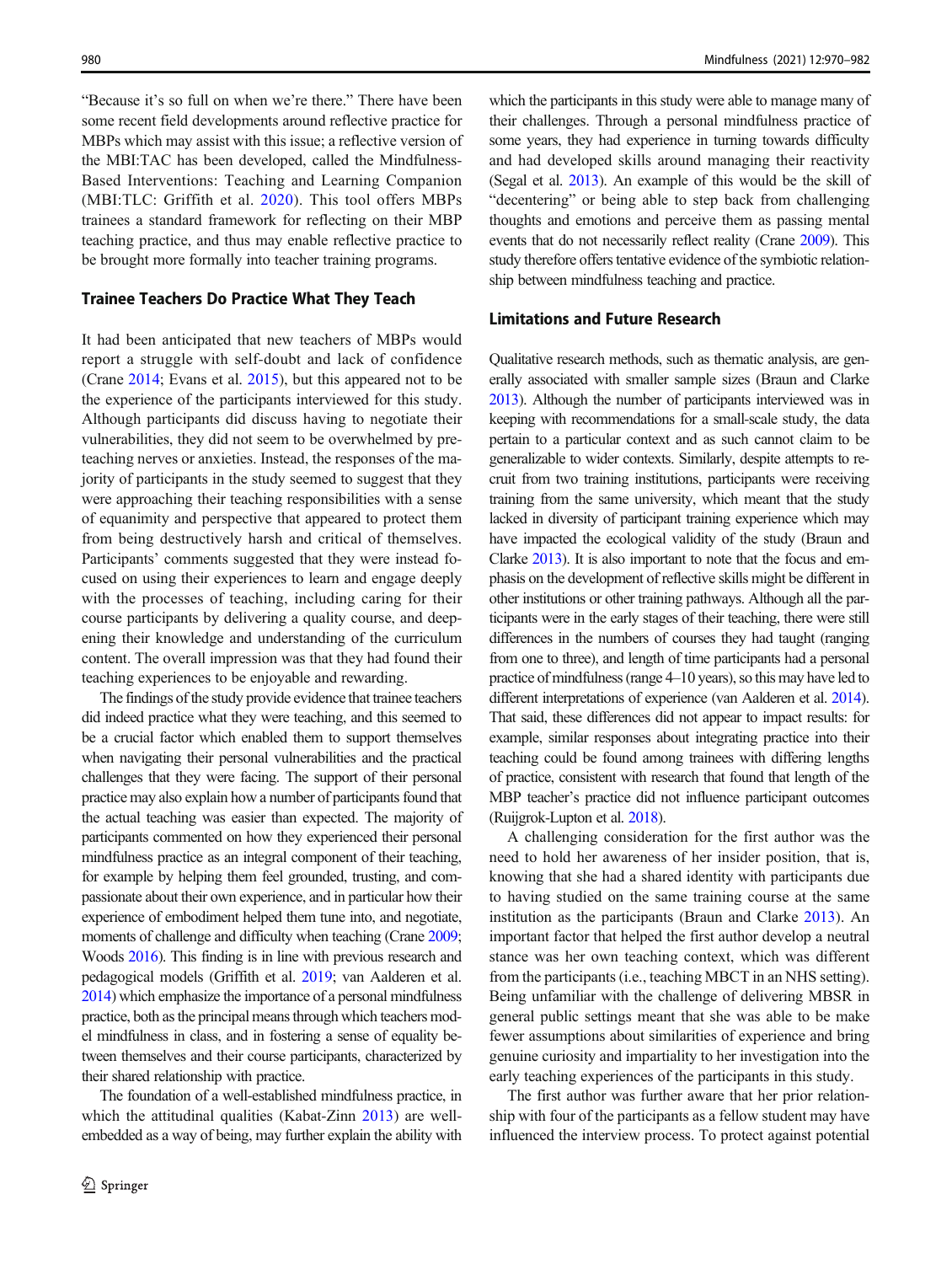"Because it's so full on when we're there." There have been some recent field developments around reflective practice for MBPs which may assist with this issue; a reflective version of the MBI:TAC has been developed, called the Mindfulness-Based Interventions: Teaching and Learning Companion (MBI:TLC: Griffith et al. 2020). This tool offers MBPs trainees a standard framework for reflecting on their MBP teaching practice, and thus may enable reflective practice to be brought more formally into teacher training programs.

### Trainee Teachers Do Practice What They Teach

It had been anticipated that new teachers of MBPs would report a struggle with self-doubt and lack of confidence (Crane 2014; Evans et al. 2015), but this appeared not to be the experience of the participants interviewed for this study. Although participants did discuss having to negotiate their vulnerabilities, they did not seem to be overwhelmed by pre-teaching nerves or anxieties. Instead, the responses of the majority of participants in the study seemed to suggest that they were approaching their teaching responsibilities with a sense of equanimity and perspective that appeared to protect them from being destructively harsh and critical of themselves. Participants' comments suggested that they were instead focused on using their experiences to learn and engage deeply with the processes of teaching, including caring for their course participants by delivering a quality course, and deepening their knowledge and understanding of the curriculum content. The overall impression was that they had found their teaching experiences to be enjoyable and rewarding.

The findings of the study provide evidence that trainee teachers did indeed practice what they were teaching, and this seemed to be a crucial factor which enabled them to support themselves when navigating their personal vulnerabilities and the practical challenges that they were facing. The support of their personal practice may also explain how a number of participants found that the actual teaching was easier than expected. The majority of participants commented on how they experienced their personal mindfulness practice as an integral component of their teaching, for example by helping them feel grounded, trusting, and compassionate about their own experience, and in particular how their experience of embodiment helped them tune into, and negotiate, moments of challenge and difficulty when teaching (Crane 2009; Woods 2016). This finding is in line with previous research and pedagogical models (Griffith et al. 2019; van Aalderen et al. 2014) which emphasize the importance of a personal mindfulness practice, both as the principal means through which teachers model mindfulness in class, and in fostering a sense of equality between themselves and their course participants, characterized by their shared relationship with practice.

The foundation of a well-established mindfulness practice, in which the attitudinal qualities (Kabat-Zinn 2013) are well-embedded as a way of being, may further explain the ability with which the participants in this study were able to manage many of their challenges. Through a personal mindfulness practice of some years, they had experience in turning towards difficulty and had developed skills around managing their reactivity (Segal et al. 2013). An example of this would be the skill of "decentering" or being able to step back from challenging thoughts and emotions and perceive them as passing mental events that do not necessarily reflect reality (Crane 2009). This study therefore offers tentative evidence of the symbiotic relationship between mindfulness teaching and practice.

### Limitations and Future Research

Qualitative research methods, such as thematic analysis, are generally associated with smaller sample sizes (Braun and Clarke 2013). Although the number of participants interviewed was in keeping with recommendations for a small-scale study, the data pertain to a particular context and as such cannot claim to be generalizable to wider contexts. Similarly, despite attempts to recruit from two training institutions, participants were receiving training from the same university, which meant that the study lacked in diversity of participant training experience which may have impacted the ecological validity of the study (Braun and Clarke 2013). It is also important to note that the focus and emphasis on the development of reflective skills might be different in other institutions or other training pathways. Although all the participants were in the early stages of their teaching, there were still differences in the numbers of courses they had taught (ranging from one to three), and length of time participants had a personal practice of mindfulness (range 4–10 years), so this may have led to different interpretations of experience (van Aalderen et al. 2014). That said, these differences did not appear to impact results: for example, similar responses about integrating practice into their teaching could be found among trainees with differing lengths of practice, consistent with research that found that length of the MBP teacher's practice did not influence participant outcomes (Ruijgrok-Lupton et al. 2018).

A challenging consideration for the first author was the need to hold her awareness of her insider position, that is, knowing that she had a shared identity with participants due to having studied on the same training course at the same institution as the participants (Braun and Clarke 2013). An important factor that helped the first author develop a neutral stance was her own teaching context, which was different from the participants (i.e., teaching MBCT in an NHS setting). Being unfamiliar with the challenge of delivering MBSR in general public settings meant that she was able to be make fewer assumptions about similarities of experience and bring genuine curiosity and impartiality to her investigation into the early teaching experiences of the participants in this study.

The first author was further aware that her prior relationship with four of the participants as a fellow student may have influenced the interview process. To protect against potential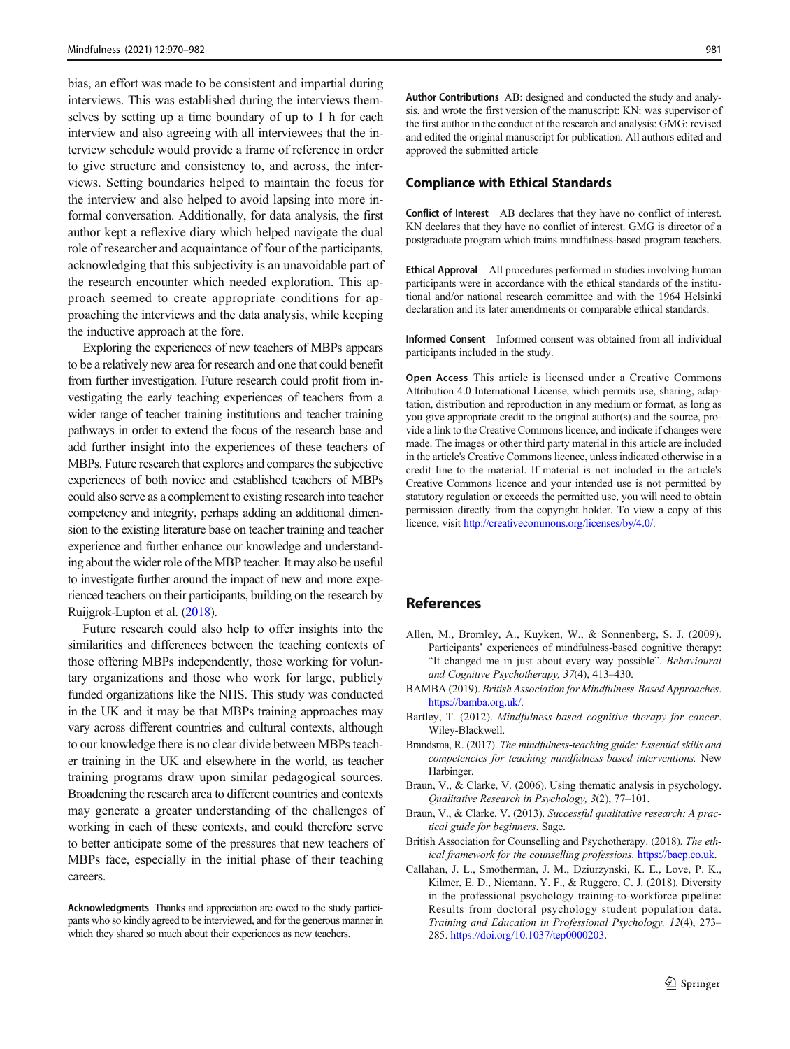bias, an effort was made to be consistent and impartial during interviews. This was established during the interviews themselves by setting up a time boundary of up to 1 h for each interview and also agreeing with all interviewees that the interview schedule would provide a frame of reference in order to give structure and consistency to, and across, the interviews. Setting boundaries helped to maintain the focus for the interview and also helped to avoid lapsing into more informal conversation. Additionally, for data analysis, the first author kept a reflexive diary which helped navigate the dual role of researcher and acquaintance of four of the participants, acknowledging that this subjectivity is an unavoidable part of the research encounter which needed exploration. This approach seemed to create appropriate conditions for approaching the interviews and the data analysis, while keeping the inductive approach at the fore.

Exploring the experiences of new teachers of MBPs appears to be a relatively new area for research and one that could benefit from further investigation. Future research could profit from investigating the early teaching experiences of teachers from a wider range of teacher training institutions and teacher training pathways in order to extend the focus of the research base and add further insight into the experiences of these teachers of MBPs. Future research that explores and compares the subjective experiences of both novice and established teachers of MBPs could also serve as a complement to existing research into teacher competency and integrity, perhaps adding an additional dimension to the existing literature base on teacher training and teacher experience and further enhance our knowledge and understanding about the wider role of the MBP teacher. It may also be useful to investigate further around the impact of new and more experienced teachers on their participants, building on the research by Ruijgrok-Lupton et al. (2018).

Future research could also help to offer insights into the similarities and differences between the teaching contexts of those offering MBPs independently, those working for voluntary organizations and those who work for large, publicly funded organizations like the NHS. This study was conducted in the UK and it may be that MBPs training approaches may vary across different countries and cultural contexts, although to our knowledge there is no clear divide between MBPs teacher training in the UK and elsewhere in the world, as teacher training programs draw upon similar pedagogical sources. Broadening the research area to different countries and contexts may generate a greater understanding of the challenges of working in each of these contexts, and could therefore serve to better anticipate some of the pressures that new teachers of MBPs face, especially in the initial phase of their teaching careers.

**Acknowledgments** Thanks and appreciation are owed to the study participants who so kindly agreed to be interviewed, and for the generous manner in which they shared so much about their experiences as new teachers.

**Author Contributions** AB: designed and conducted the study and analysis, and wrote the first version of the manuscript: KN: was supervisor of the first author in the conduct of the research and analysis: GMG: revised and edited the original manuscript for publication. All authors edited and approved the submitted article

## Compliance with Ethical Standards

**Conflict of Interest** AB declares that they have no conflict of interest. KN declares that they have no conflict of interest. GMG is director of a postgraduate program which trains mindfulness-based program teachers.

**Ethical Approval** All procedures performed in studies involving human participants were in accordance with the ethical standards of the institutional and/or national research committee and with the 1964 Helsinki declaration and its later amendments or comparable ethical standards.

**Informed Consent** Informed consent was obtained from all individual participants included in the study.

**Open Access** This article is licensed under a Creative Commons Attribution 4.0 International License, which permits use, sharing, adaptation, distribution and reproduction in any medium or format, as long as you give appropriate credit to the original author(s) and the source, provide a link to the Creative Commons licence, and indicate if changes were made. The images or other third party material in this article are included in the article's Creative Commons licence, unless indicated otherwise in a credit line to the material. If material is not included in the article's Creative Commons licence and your intended use is not permitted by statutory regulation or exceeds the permitted use, you will need to obtain permission directly from the copyright holder. To view a copy of this licence, visit http://creativecommons.org/licenses/by/4.0/.

## References

Allen, M., Bromley, A., Kuyken, W., & Sonnenberg, S. J. (2009). Participants' experiences of mindfulness-based cognitive therapy: "It changed me in just about every way possible". *Behavioural and Cognitive Psychotherapy, 37*(4), 413–430.

BAMBA (2019). *British Association for Mindfulness-Based Approaches*. https://bamba.org.uk/.

Bartley, T. (2012). *Mindfulness-based cognitive therapy for cancer*. Wiley-Blackwell.

Brandsma, R. (2017). *The mindfulness-teaching guide: Essential skills and competencies for teaching mindfulness-based interventions.* New Harbinger.

Braun, V., & Clarke, V. (2006). Using thematic analysis in psychology. *Qualitative Research in Psychology, 3*(2), 77–101.

Braun, V., & Clarke, V. (2013). *Successful qualitative research: A practical guide for beginners*. Sage.

British Association for Counselling and Psychotherapy. (2018). *The ethical framework for the counselling professions.* https://bacp.co.uk.

Callahan, J. L., Smotherman, J. M., Dziurzynski, K. E., Love, P. K., Kilmer, E. D., Niemann, Y. F., & Ruggero, C. J. (2018). Diversity in the professional psychology training-to-workforce pipeline: Results from doctoral psychology student population data. *Training and Education in Professional Psychology, 12*(4), 273–285. https://doi.org/10.1037/tep0000203.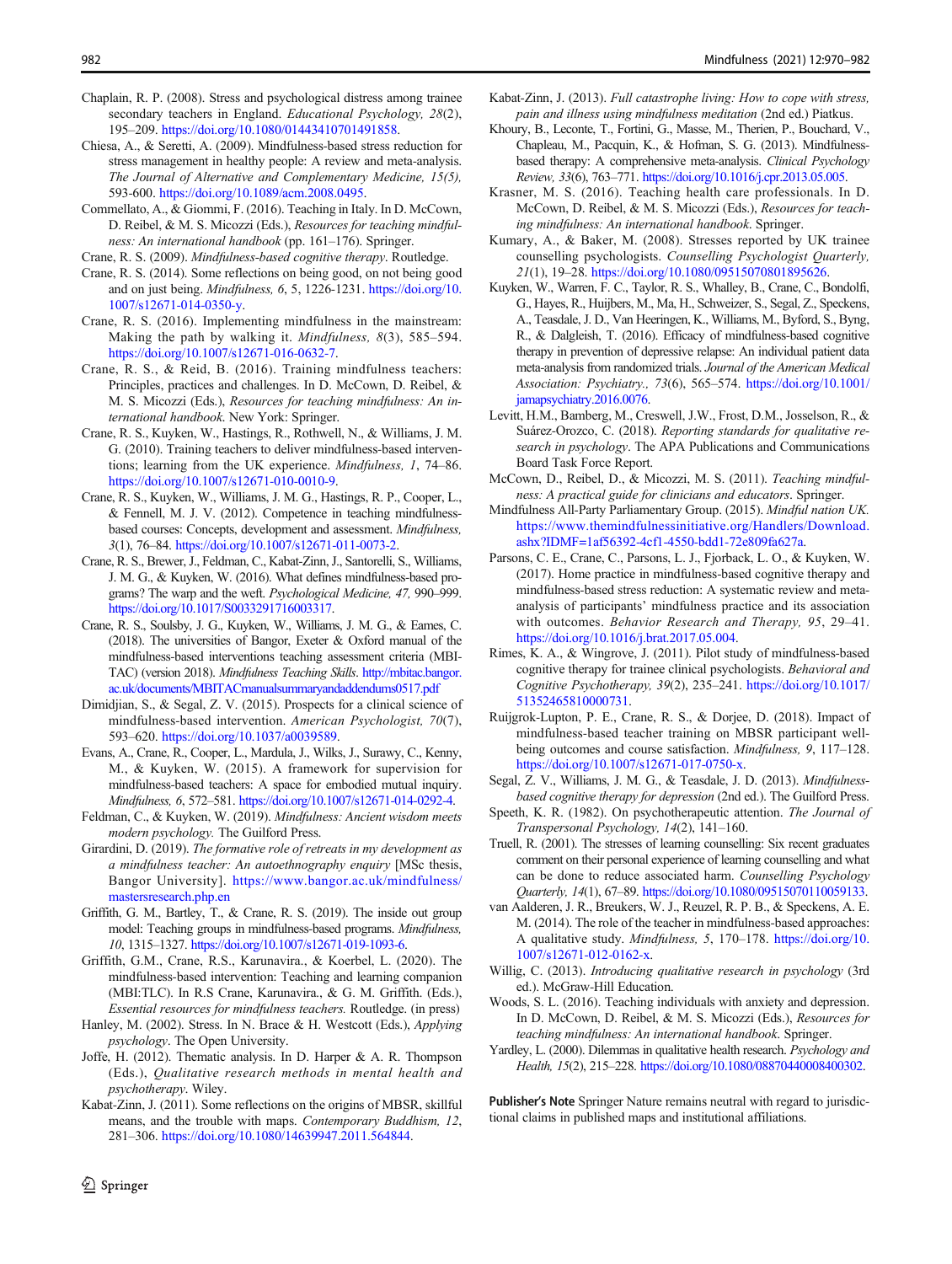Chaplain, R. P. (2008). Stress and psychological distress among trainee secondary teachers in England. *Educational Psychology, 28*(2), 195–209. https://doi.org/10.1080/01443410701491858.

Chiesa, A., & Seretti, A. (2009). Mindfulness-based stress reduction for stress management in healthy people: A review and meta-analysis. *The Journal of Alternative and Complementary Medicine, 15(5),* 593-600. https://doi.org/10.1089/acm.2008.0495.

Commellato, A., & Giommi, F. (2016). Teaching in Italy. In D. McCown, D. Reibel, & M. S. Micozzi (Eds.), *Resources for teaching mindfulness: An international handbook* (pp. 161–176). Springer.

Crane, R. S. (2009). *Mindfulness-based cognitive therapy*. Routledge.

Crane, R. S. (2014). Some reflections on being good, on not being good and on just being. *Mindfulness, 6*, 5, 1226-1231. https://doi.org/10.1007/s12671-014-0350-y.

Crane, R. S. (2016). Implementing mindfulness in the mainstream: Making the path by walking it. *Mindfulness, 8*(3), 585–594. https://doi.org/10.1007/s12671-016-0632-7.

Crane, R. S., & Reid, B. (2016). Training mindfulness teachers: Principles, practices and challenges. In D. McCown, D. Reibel, & M. S. Micozzi (Eds.), *Resources for teaching mindfulness: An international handbook*. New York: Springer.

Crane, R. S., Kuyken, W., Hastings, R., Rothwell, N., & Williams, J. M. G. (2010). Training teachers to deliver mindfulness-based interventions; learning from the UK experience. *Mindfulness, 1*, 74–86. https://doi.org/10.1007/s12671-010-0010-9.

Crane, R. S., Kuyken, W., Williams, J. M. G., Hastings, R. P., Cooper, L., & Fennell, M. J. V. (2012). Competence in teaching mindfulness-based courses: Concepts, development and assessment. *Mindfulness, 3*(1), 76–84. https://doi.org/10.1007/s12671-011-0073-2.

Crane, R. S., Brewer, J., Feldman, C., Kabat-Zinn, J., Santorelli, S., Williams, J. M. G., & Kuyken, W. (2016). What defines mindfulness-based programs? The warp and the weft. *Psychological Medicine, 47,* 990–999. https://doi.org/10.1017/S0033291716003317.

Crane, R. S., Soulsby, J. G., Kuyken, W., Williams, J. M. G., & Eames, C. (2018). The universities of Bangor, Exeter & Oxford manual of the mindfulness-based interventions teaching assessment criteria (MBI-TAC) (version 2018). *Mindfulness Teaching Skills*. http://mbitac.bangor.ac.uk/documents/MBITACmanualsummaryandaddendums0517.pdf

Dimidjian, S., & Segal, Z. V. (2015). Prospects for a clinical science of mindfulness-based intervention. *American Psychologist, 70*(7), 593–620. https://doi.org/10.1037/a0039589.

Evans, A., Crane, R., Cooper, L., Mardula, J., Wilks, J., Surawy, C., Kenny, M., & Kuyken, W. (2015). A framework for supervision for mindfulness-based teachers: A space for embodied mutual inquiry. *Mindfulness, 6*, 572–581. https://doi.org/10.1007/s12671-014-0292-4.

Feldman, C., & Kuyken, W. (2019). *Mindfulness: Ancient wisdom meets modern psychology.* The Guilford Press.

Girardini, D. (2019). *The formative role of retreats in my development as a mindfulness teacher: An autoethnography enquiry* [MSc thesis, Bangor University]. https://www.bangor.ac.uk/mindfulness/mastersresearch.php.en

Griffith, G. M., Bartley, T., & Crane, R. S. (2019). The inside out group model: Teaching groups in mindfulness-based programs. *Mindfulness, 10*, 1315–1327. https://doi.org/10.1007/s12671-019-1093-6.

Griffith, G.M., Crane, R.S., Karunavira., & Koerbel, L. (2020). The mindfulness-based intervention: Teaching and learning companion (MBI:TLC). In R.S Crane, Karunavira., & G. M. Griffith. (Eds.), *Essential resources for mindfulness teachers.* Routledge. (in press)

Hanley, M. (2002). Stress. In N. Brace & H. Westcott (Eds.), *Applying psychology*. The Open University.

Joffe, H. (2012). Thematic analysis. In D. Harper & A. R. Thompson (Eds.), *Qualitative research methods in mental health and psychotherapy*. Wiley.

Kabat-Zinn, J. (2011). Some reflections on the origins of MBSR, skillful means, and the trouble with maps. *Contemporary Buddhism, 12*, 281–306. https://doi.org/10.1080/14639947.2011.564844.

Kabat-Zinn, J. (2013). *Full catastrophe living: How to cope with stress, pain and illness using mindfulness meditation* (2nd ed.) Piatkus.

Khoury, B., Leconte, T., Fortini, G., Masse, M., Therien, P., Bouchard, V., Chapleau, M., Pacquin, K., & Hofman, S. G. (2013). Mindfulness-based therapy: A comprehensive meta-analysis. *Clinical Psychology Review, 33*(6), 763–771. https://doi.org/10.1016/j.cpr.2013.05.005.

Krasner, M. S. (2016). Teaching health care professionals. In D. McCown, D. Reibel, & M. S. Micozzi (Eds.), *Resources for teaching mindfulness: An international handbook*. Springer.

Kumary, A., & Baker, M. (2008). Stresses reported by UK trainee counselling psychologists. *Counselling Psychologist Quarterly, 21*(1), 19–28. https://doi.org/10.1080/09515070801895626.

Kuyken, W., Warren, F. C., Taylor, R. S., Whalley, B., Crane, C., Bondolfi, G., Hayes, R., Huijbers, M., Ma, H., Schweizer, S., Segal, Z., Speckens, A., Teasdale, J. D., Van Heeringen, K., Williams, M., Byford, S., Byng, R., & Dalgleish, T. (2016). Efficacy of mindfulness-based cognitive therapy in prevention of depressive relapse: An individual patient data meta-analysis from randomized trials. *Journal of the American Medical Association: Psychiatry., 73*(6), 565–574. https://doi.org/10.1001/jamapsychiatry.2016.0076.

Levitt, H.M., Bamberg, M., Creswell, J.W., Frost, D.M., Josselson, R., & Suárez-Orozco, C. (2018). *Reporting standards for qualitative research in psychology*. The APA Publications and Communications Board Task Force Report.

McCown, D., Reibel, D., & Micozzi, M. S. (2011). *Teaching mindfulness: A practical guide for clinicians and educators*. Springer.

Mindfulness All-Party Parliamentary Group. (2015). *Mindful nation UK.* https://www.themindfulnessinitiative.org/Handlers/Download.ashx?IDMF=1af56392-4cf1-4550-bdd1-72e809fa627a.

Parsons, C. E., Crane, C., Parsons, L. J., Fjorback, L. O., & Kuyken, W. (2017). Home practice in mindfulness-based cognitive therapy and mindfulness-based stress reduction: A systematic review and meta-analysis of participants' mindfulness practice and its association with outcomes. *Behavior Research and Therapy, 95*, 29–41. https://doi.org/10.1016/j.brat.2017.05.004.

Rimes, K. A., & Wingrove, J. (2011). Pilot study of mindfulness-based cognitive therapy for trainee clinical psychologists. *Behavioral and Cognitive Psychotherapy, 39*(2), 235–241. https://doi.org/10.1017/51352465810000731.

Ruijgrok-Lupton, P. E., Crane, R. S., & Dorjee, D. (2018). Impact of mindfulness-based teacher training on MBSR participant well-being outcomes and course satisfaction. *Mindfulness, 9*, 117–128. https://doi.org/10.1007/s12671-017-0750-x.

Segal, Z. V., Williams, J. M. G., & Teasdale, J. D. (2013). *Mindfulness-based cognitive therapy for depression* (2nd ed.). The Guilford Press.

Speeth, K. R. (1982). On psychotherapeutic attention. *The Journal of Transpersonal Psychology, 14*(2), 141–160.

Truell, R. (2001). The stresses of learning counselling: Six recent graduates comment on their personal experience of learning counselling and what can be done to reduce associated harm. *Counselling Psychology Quarterly, 14*(1), 67–89. https://doi.org/10.1080/09515070110059133.

van Aalderen, J. R., Breukers, W. J., Reuzel, R. P. B., & Speckens, A. E. M. (2014). The role of the teacher in mindfulness-based approaches: A qualitative study. *Mindfulness, 5*, 170–178. https://doi.org/10.1007/s12671-012-0162-x.

Willig, C. (2013). *Introducing qualitative research in psychology* (3rd ed.). McGraw-Hill Education.

Woods, S. L. (2016). Teaching individuals with anxiety and depression. In D. McCown, D. Reibel, & M. S. Micozzi (Eds.), *Resources for teaching mindfulness: An international handbook*. Springer.

Yardley, L. (2000). Dilemmas in qualitative health research. *Psychology and Health, 15*(2), 215–228. https://doi.org/10.1080/08870440008400302.

**Publisher's Note** Springer Nature remains neutral with regard to jurisdictional claims in published maps and institutional affiliations.